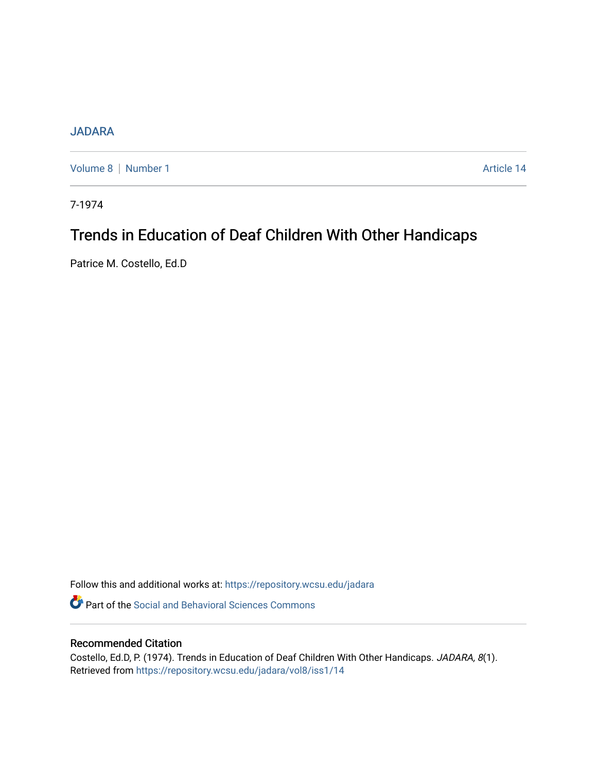JADARA

Volume 8 | Number 1 Article 14

7-1974

# Trends in Education of Deaf Children With Other Handicaps

Patrice M. Costello, Ed.D

Follow this and additional works at: https://repository.wcsu.edu/jadara

Part of the Social and Behavioral Sciences Commons

## Recommended Citation

Costello, Ed.D, P. (1974). Trends in Education of Deaf Children With Other Handicaps. *JADARA, 8*(1). Retrieved from https://repository.wcsu.edu/jadara/vol8/iss1/14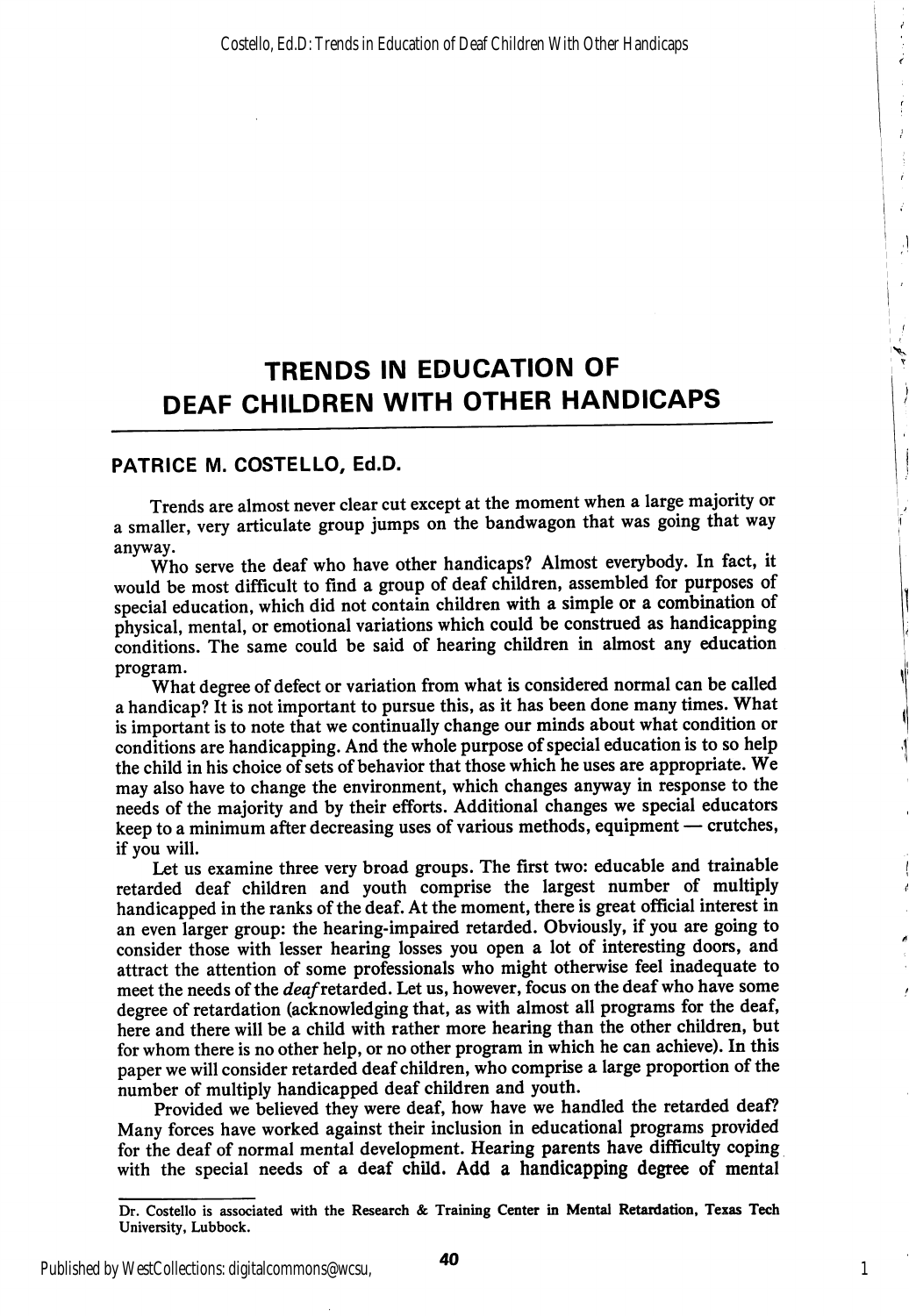# TRENDS IN EDUCATION OF DEAF CHILDREN WITH OTHER HANDICAPS

## PATRICE M. COSTELLO, Ed.D.

Trends are almost never clear cut except at the moment when a large majority or a smaller, very articulate group jumps on the bandwagon that was going that way anyway.

Who serve the deaf who have other handicaps? Almost everybody. In fact, it would be most difficult to find a group of deaf children, assembled for purposes of special education, which did not contain children with a simple or a combination of physical, mental, or emotional variations which could be construed as handicapping conditions. The same could be said of hearing children in almost any education program.

What degree of defect or variation from what is considered normal can be called a handicap? It is not important to pursue this, as it has been done many times. What is important is to note that we continually change our minds about what condition or conditions are handicapping. And the whole purpose of special education is to so help the child in his choice of sets of behavior that those which he uses are appropriate. We may also have to change the environment, which changes anyway in response to the needs of the majority and by their efforts. Additional changes we special educators keep to a minimum after decreasing uses of various methods, equipment — crutches, if you will.

Let us examine three very broad groups. The first two: educable and trainable retarded deaf children and youth comprise the largest number of multiply handicapped in the ranks of the deaf. At the moment, there is great official interest in an even larger group: the hearing-impaired retarded. Obviously, if you are going to consider those with lesser hearing losses you open a lot of interesting doors, and attract the attention of some professionals who might otherwise feel inadequate to meet the needs of the *deaf* retarded. Let us, however, focus on the deaf who have some degree of retardation (acknowledging that, as with almost all programs for the deaf, here and there will be a child with rather more hearing than the other children, but for whom there is no other help, or no other program in which he can achieve). In this paper we will consider retarded deaf children, who comprise a large proportion of the number of multiply handicapped deaf children and youth.

Provided we believed they were deaf, how have we handled the retarded deaf? Many forces have worked against their inclusion in educational programs provided for the deaf of normal mental development. Hearing parents have difficulty coping with the special needs of a deaf child. Add a handicapping degree of mental

---

**Dr. Costello is associated with the Research & Training Center in Mental Retardation, Texas Tech University, Lubbock.**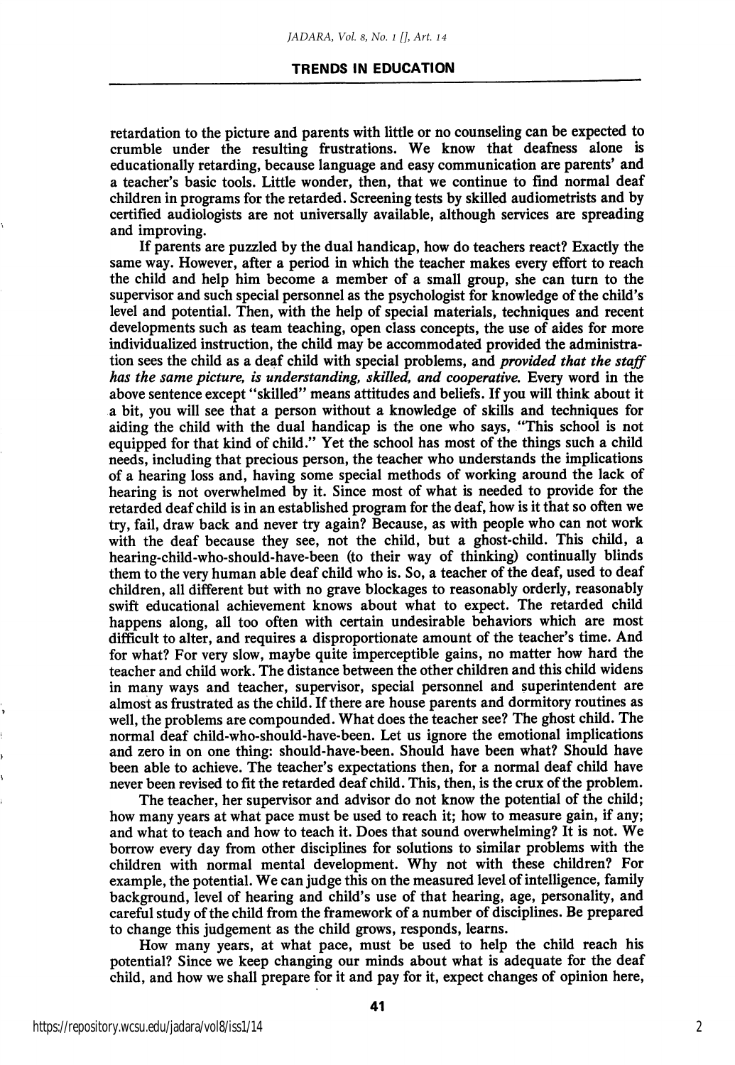retardation to the picture and parents with little or no counseling can be expected to crumble under the resulting frustrations. We know that deafness alone is educationally retarding, because language and easy communication are parents' and a teacher's basic tools. Little wonder, then, that we continue to find normal deaf children in programs for the retarded. Screening tests by skilled audiometrists and by certified audiologists are not universally available, although services are spreading and improving.

If parents are puzzled by the dual handicap, how do teachers react? Exactly the same way. However, after a period in which the teacher makes every effort to reach the child and help him become a member of a small group, she can turn to the supervisor and such special personnel as the psychologist for knowledge of the child's level and potential. Then, with the help of special materials, techniques and recent developments such as team teaching, open class concepts, the use of aides for more individualized instruction, the child may be accommodated provided the administration sees the child as a deaf child with special problems, and *provided that the staff has the same picture, is understanding, skilled, and cooperative.* Every word in the above sentence except "skilled" means attitudes and beliefs. If you will think about it a bit, you will see that a person without a knowledge of skills and techniques for aiding the child with the dual handicap is the one who says, "This school is not equipped for that kind of child." Yet the school has most of the things such a child needs, including that precious person, the teacher who understands the implications of a hearing loss and, having some special methods of working around the lack of hearing is not overwhelmed by it. Since most of what is needed to provide for the retarded deaf child is in an established program for the deaf, how is it that so often we try, fail, draw back and never try again? Because, as with people who can not work with the deaf because they see, not the child, but a ghost-child. This child, a hearing-child-who-should-have-been (to their way of thinking) continually blinds them to the very human able deaf child who is. So, a teacher of the deaf, used to deaf children, all different but with no grave blockages to reasonably orderly, reasonably swift educational achievement knows about what to expect. The retarded child happens along, all too often with certain undesirable behaviors which are most difficult to alter, and requires a disproportionate amount of the teacher's time. And for what? For very slow, maybe quite imperceptible gains, no matter how hard the teacher and child work. The distance between the other children and this child widens in many ways and teacher, supervisor, special personnel and superintendent are almost as frustrated as the child. If there are house parents and dormitory routines as well, the problems are compounded. What does the teacher see? The ghost child. The normal deaf child-who-should-have-been. Let us ignore the emotional implications and zero in on one thing: should-have-been. Should have been what? Should have been able to achieve. The teacher's expectations then, for a normal deaf child have never been revised to fit the retarded deaf child. This, then, is the crux of the problem.

The teacher, her supervisor and advisor do not know the potential of the child; how many years at what pace must be used to reach it; how to measure gain, if any; and what to teach and how to teach it. Does that sound overwhelming? It is not. We borrow every day from other disciplines for solutions to similar problems with the children with normal mental development. Why not with these children? For example, the potential. We can judge this on the measured level of intelligence, family background, level of hearing and child's use of that hearing, age, personality, and careful study of the child from the framework of a number of disciplines. Be prepared to change this judgement as the child grows, responds, learns.

How many years, at what pace, must be used to help the child reach his potential? Since we keep changing our minds about what is adequate for the deaf child, and how we shall prepare for it and pay for it, expect changes of opinion here,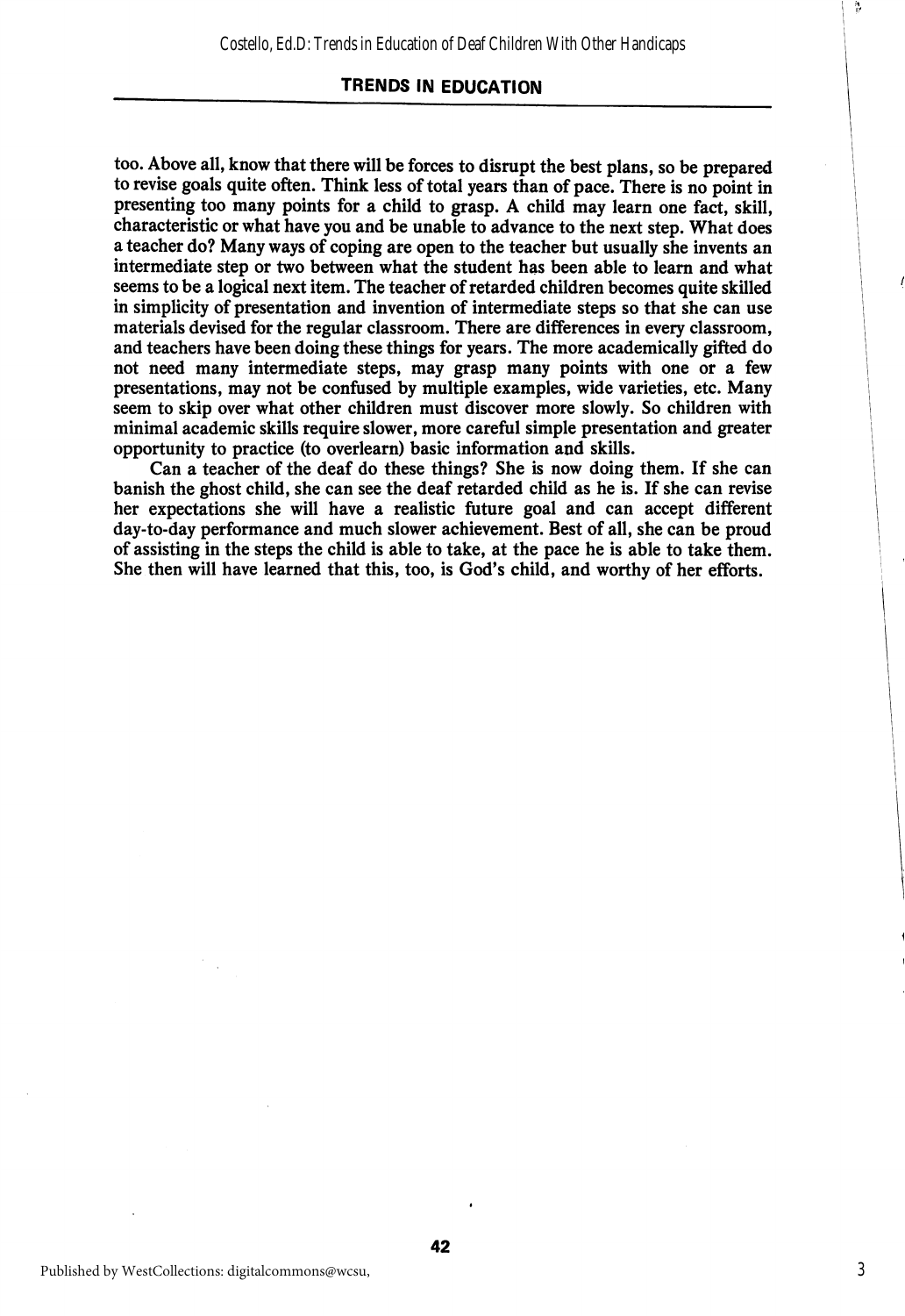too. Above all, know that there will be forces to disrupt the best plans, so be prepared to revise goals quite often. Think less of total years than of pace. There is no point in presenting too many points for a child to grasp. A child may learn one fact, skill, characteristic or what have you and be unable to advance to the next step. What does a teacher do? Many ways of coping are open to the teacher but usually she invents an intermediate step or two between what the student has been able to learn and what seems to be a logical next item. The teacher of retarded children becomes quite skilled in simplicity of presentation and invention of intermediate steps so that she can use materials devised for the regular classroom. There are differences in every classroom, and teachers have been doing these things for years. The more academically gifted do not need many intermediate steps, may grasp many points with one or a few presentations, may not be confused by multiple examples, wide varieties, etc. Many seem to skip over what other children must discover more slowly. So children with minimal academic skills require slower, more careful simple presentation and greater opportunity to practice (to overlearn) basic information and skills.

Can a teacher of the deaf do these things? She is now doing them. If she can banish the ghost child, she can see the deaf retarded child as he is. If she can revise her expectations she will have a realistic future goal and can accept different day-to-day performance and much slower achievement. Best of all, she can be proud of assisting in the steps the child is able to take, at the pace he is able to take them. She then will have learned that this, too, is God's child, and worthy of her efforts.